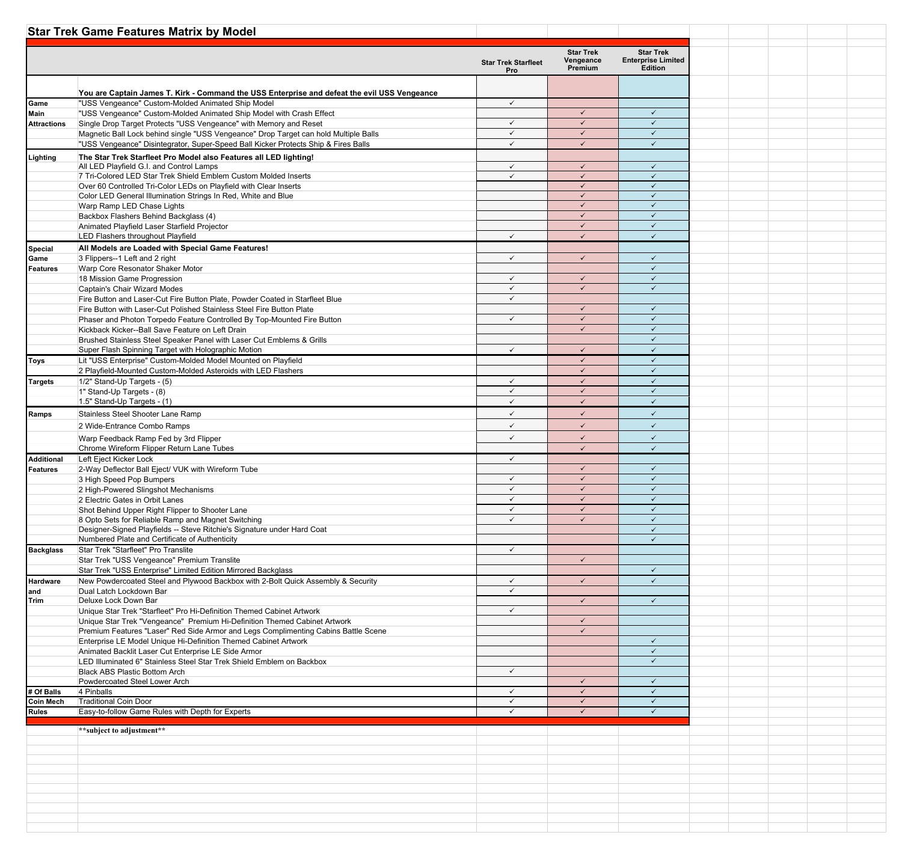# Star Trek Game Features Matrix by Model

| | | Star Trek Starfleet Pro | Star Trek Vengeance Premium | Star Trek Enterprise Limited Edition |
|---|---|---|---|---|
| | **You are Captain James T. Kirk - Command the USS Enterprise and defeat the evil USS Vengeance** | | | |
| **Game Main Attractions** | "USS Vengeance" Custom-Molded Animated Ship Model | ✓ | | |
| | "USS Vengeance" Custom-Molded Animated Ship Model with Crash Effect | | ✓ | ✓ |
| | Single Drop Target Protects "USS Vengeance" with Memory and Reset | ✓ | ✓ | ✓ |
| | Magnetic Ball Lock behind single "USS Vengeance" Drop Target can hold Multiple Balls | ✓ | ✓ | ✓ |
| | "USS Vengeance" Disintegrator, Super-Speed Ball Kicker Protects Ship & Fires Balls | ✓ | ✓ | ✓ |
| **Lighting** | **The Star Trek Starfleet Pro Model also Features all LED lighting!** | | | |
| | All LED Playfield G.I. and Control Lamps | ✓ | ✓ | ✓ |
| | 7 Tri-Colored LED Star Trek Shield Emblem Custom Molded Inserts | ✓ | ✓ | ✓ |
| | Over 60 Controlled Tri-Color LEDs on Playfield with Clear Inserts | | ✓ | ✓ |
| | Color LED General Illumination Strings In Red, White and Blue | | ✓ | ✓ |
| | Warp Ramp LED Chase Lights | | ✓ | ✓ |
| | Backbox Flashers Behind Backglass (4) | | ✓ | ✓ |
| | Animated Playfield Laser Starfield Projector | | ✓ | ✓ |
| | LED Flashers throughout Playfield | ✓ | ✓ | ✓ |
| **Special Game Features** | **All Models are Loaded with Special Game Features!** | | | |
| | 3 Flippers--1 Left and 2 right | ✓ | ✓ | ✓ |
| | Warp Core Resonator Shaker Motor | | | ✓ |
| | 18 Mission Game Progression | ✓ | ✓ | ✓ |
| | Captain's Chair Wizard Modes | ✓ | ✓ | ✓ |
| | Fire Button and Laser-Cut Fire Button Plate, Powder Coated in Starfleet Blue | ✓ | | |
| | Fire Button with Laser-Cut Polished Stainless Steel Fire Button Plate | | ✓ | ✓ |
| | Phaser and Photon Torpedo Feature Controlled By Top-Mounted Fire Button | ✓ | ✓ | ✓ |
| | Kickback Kicker--Ball Save Feature on Left Drain | | ✓ | ✓ |
| | Brushed Stainless Steel Speaker Panel with Laser Cut Emblems & Grills | | | ✓ |
| | Super Flash Spinning Target with Holographic Motion | ✓ | ✓ | ✓ |
| **Toys** | Lit "USS Enterprise" Custom-Molded Model Mounted on Playfield | | ✓ | ✓ |
| | 2 Playfield-Mounted Custom-Molded Asteroids with LED Flashers | | ✓ | ✓ |
| **Targets** | 1/2" Stand-Up Targets - (5) | ✓ | ✓ | ✓ |
| | 1" Stand-Up Targets - (8) | ✓ | ✓ | ✓ |
| | 1.5" Stand-Up Targets - (1) | ✓ | ✓ | ✓ |
| **Ramps** | Stainless Steel Shooter Lane Ramp | ✓ | ✓ | ✓ |
| | 2 Wide-Entrance Combo Ramps | ✓ | ✓ | ✓ |
| | Warp Feedback Ramp Fed by 3rd Flipper | ✓ | ✓ | ✓ |
| | Chrome Wireform Flipper Return Lane Tubes | | ✓ | ✓ |
| **Additional Features** | Left Eject Kicker Lock | ✓ | | |
| | 2-Way Deflector Ball Eject/ VUK with Wireform Tube | | ✓ | ✓ |
| | 3 High Speed Pop Bumpers | ✓ | ✓ | ✓ |
| | 2 High-Powered Slingshot Mechanisms | ✓ | ✓ | ✓ |
| | 2 Electric Gates in Orbit Lanes | ✓ | ✓ | ✓ |
| | Shot Behind Upper Right Flipper to Shooter Lane | ✓ | ✓ | ✓ |
| | 8 Opto Sets for Reliable Ramp and Magnet Switching | ✓ | ✓ | ✓ |
| | Designer-Signed Playfields -- Steve Ritchie's Signature under Hard Coat | | | ✓ |
| | Numbered Plate and Certificate of Authenticity | | | ✓ |
| **Backglass** | Star Trek "Starfleet" Pro Translite | ✓ | | |
| | Star Trek "USS Vengeance" Premium Translite | | ✓ | |
| | Star Trek "USS Enterprise" Limited Edition Mirrored Backglass | | | ✓ |
| **Hardware and Trim** | New Powdercoated Steel and Plywood Backbox with 2-Bolt Quick Assembly & Security | ✓ | ✓ | ✓ |
| | Dual Latch Lockdown Bar | ✓ | | |
| | Deluxe Lock Down Bar | | ✓ | ✓ |
| | Unique Star Trek "Starfleet" Pro Hi-Definition Themed Cabinet Artwork | ✓ | | |
| | Unique Star Trek "Vengeance" Premium Hi-Definition Themed Cabinet Artwork | | ✓ | |
| | Premium Features "Laser" Red Side Armor and Legs Complimenting Cabins Battle Scene | | ✓ | |
| | Enterprise LE Model Unique Hi-Definition Themed Cabinet Artwork | | | ✓ |
| | Animated Backlit Laser Cut Enterprise LE Side Armor | | | ✓ |
| | LED Illuminated 6" Stainless Steel Star Trek Shield Emblem on Backbox | | | ✓ |
| | Black ABS Plastic Bottom Arch | ✓ | | |
| | Powdercoated Steel Lower Arch | | ✓ | ✓ |
| **# Of Balls** | 4 Pinballs | ✓ | ✓ | ✓ |
| **Coin Mech** | Traditional Coin Door | ✓ | ✓ | ✓ |
| **Rules** | Easy-to-follow Game Rules with Depth for Experts | ✓ | ✓ | ✓ |

**\*\*subject to adjustment\*\***